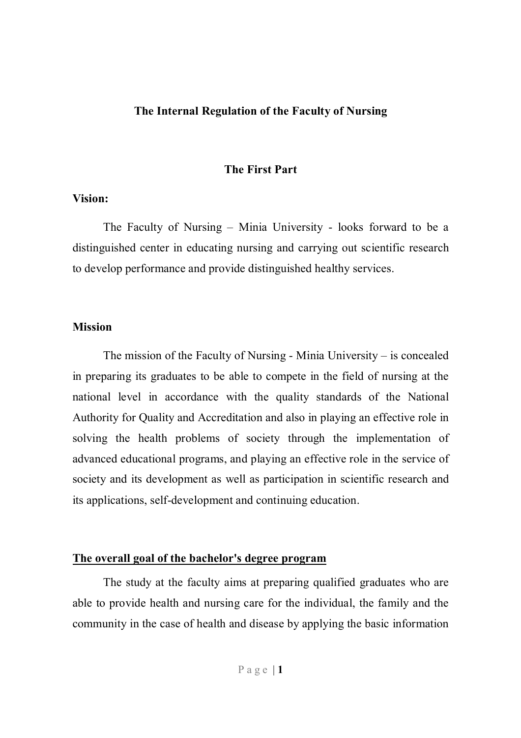# The Internal Regulation of the Faculty of Nursing

## The First Part

**Vision:**

The Faculty of Nursing – Minia University - looks forward to be a distinguished center in educating nursing and carrying out scientific research to develop performance and provide distinguished healthy services.

**Mission**

The mission of the Faculty of Nursing - Minia University – is concealed in preparing its graduates to be able to compete in the field of nursing at the national level in accordance with the quality standards of the National Authority for Quality and Accreditation and also in playing an effective role in solving the health problems of society through the implementation of advanced educational programs, and playing an effective role in the service of society and its development as well as participation in scientific research and its applications, self-development and continuing education.

**The overall goal of the bachelor's degree program**

The study at the faculty aims at preparing qualified graduates who are able to provide health and nursing care for the individual, the family and the community in the case of health and disease by applying the basic information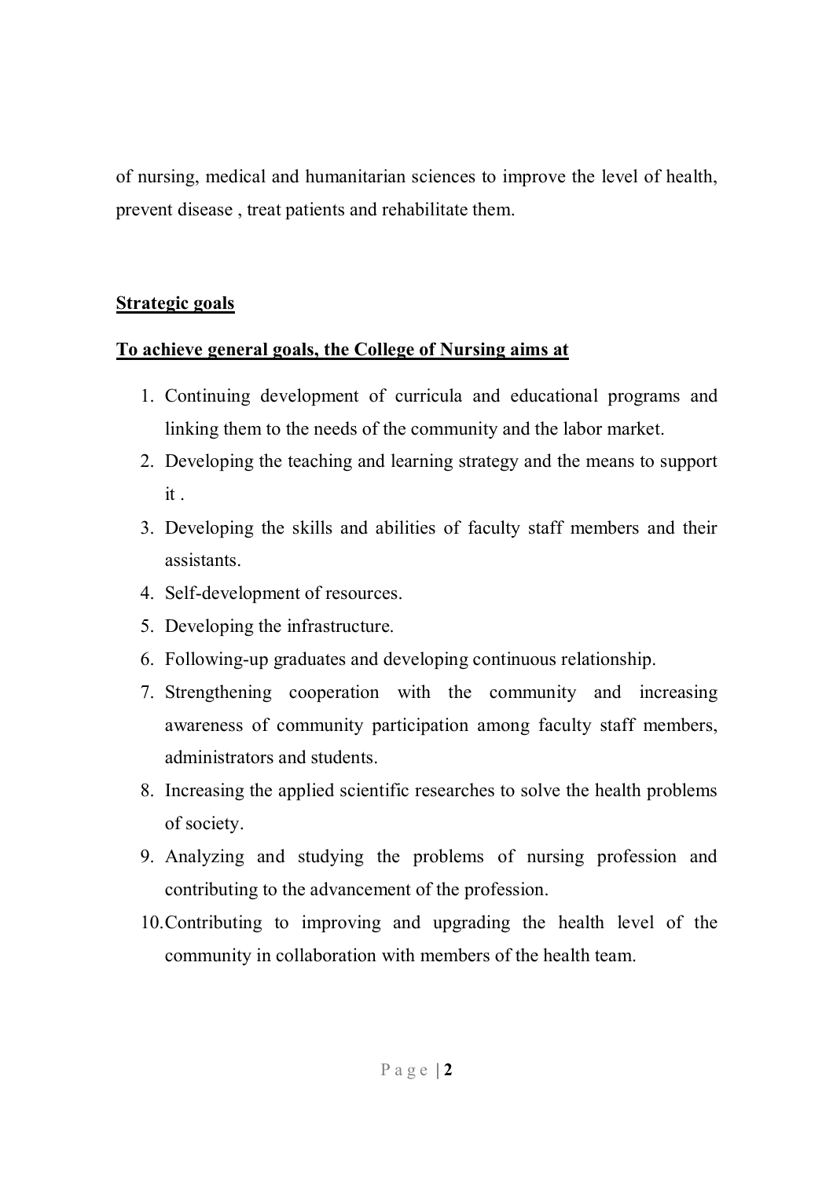of nursing, medical and humanitarian sciences to improve the level of health, prevent disease , treat patients and rehabilitate them.

## Strategic goals

### To achieve general goals, the College of Nursing aims at

1. Continuing development of curricula and educational programs and linking them to the needs of the community and the labor market.
2. Developing the teaching and learning strategy and the means to support it .
3. Developing the skills and abilities of faculty staff members and their assistants.
4. Self-development of resources.
5. Developing the infrastructure.
6. Following-up graduates and developing continuous relationship.
7. Strengthening cooperation with the community and increasing awareness of community participation among faculty staff members, administrators and students.
8. Increasing the applied scientific researches to solve the health problems of society.
9. Analyzing and studying the problems of nursing profession and contributing to the advancement of the profession.
10. Contributing to improving and upgrading the health level of the community in collaboration with members of the health team.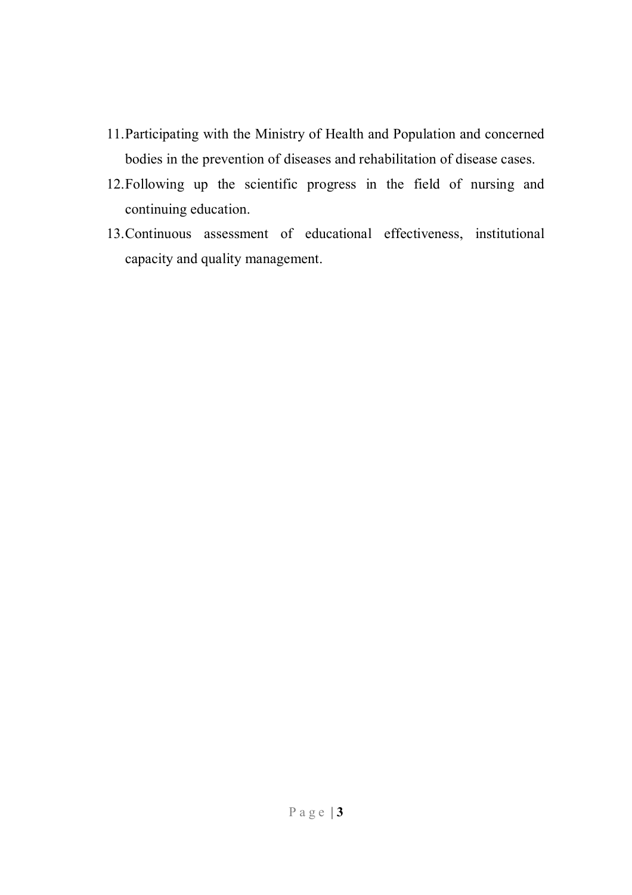11. Participating with the Ministry of Health and Population and concerned bodies in the prevention of diseases and rehabilitation of disease cases.
12. Following up the scientific progress in the field of nursing and continuing education.
13. Continuous assessment of educational effectiveness, institutional capacity and quality management.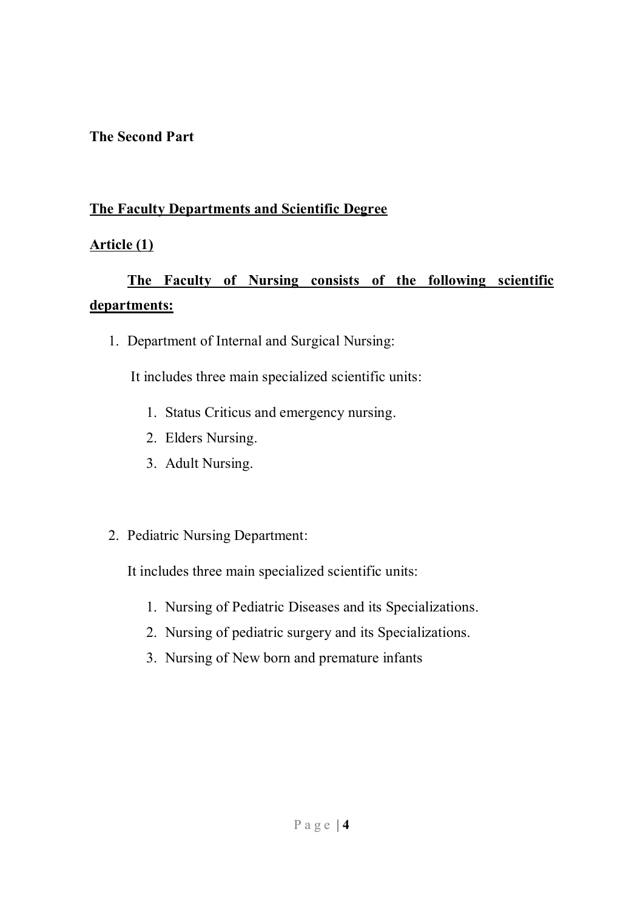**The Second Part**

## The Faculty Departments and Scientific Degree

### Article (1)

**The Faculty of Nursing consists of the following scientific departments:**

1. Department of Internal and Surgical Nursing:

   It includes three main specialized scientific units:

   1. Status Criticus and emergency nursing.
   2. Elders Nursing.
   3. Adult Nursing.

2. Pediatric Nursing Department:

   It includes three main specialized scientific units:

   1. Nursing of Pediatric Diseases and its Specializations.
   2. Nursing of pediatric surgery and its Specializations.
   3. Nursing of New born and premature infants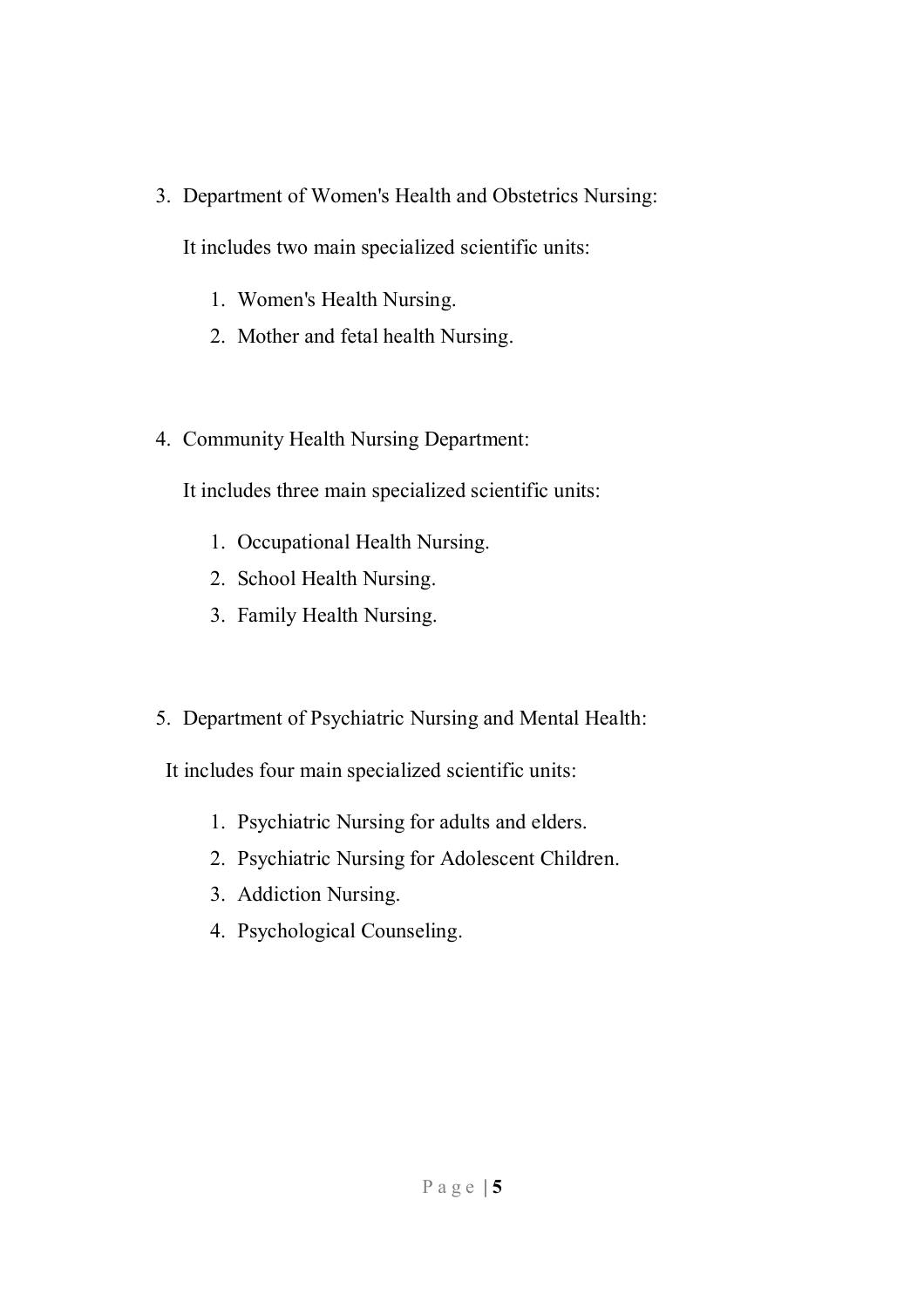3. Department of Women's Health and Obstetrics Nursing:

   It includes two main specialized scientific units:

   1. Women's Health Nursing.
   2. Mother and fetal health Nursing.

4. Community Health Nursing Department:

   It includes three main specialized scientific units:

   1. Occupational Health Nursing.
   2. School Health Nursing.
   3. Family Health Nursing.

5. Department of Psychiatric Nursing and Mental Health:

   It includes four main specialized scientific units:

   1. Psychiatric Nursing for adults and elders.
   2. Psychiatric Nursing for Adolescent Children.
   3. Addiction Nursing.
   4. Psychological Counseling.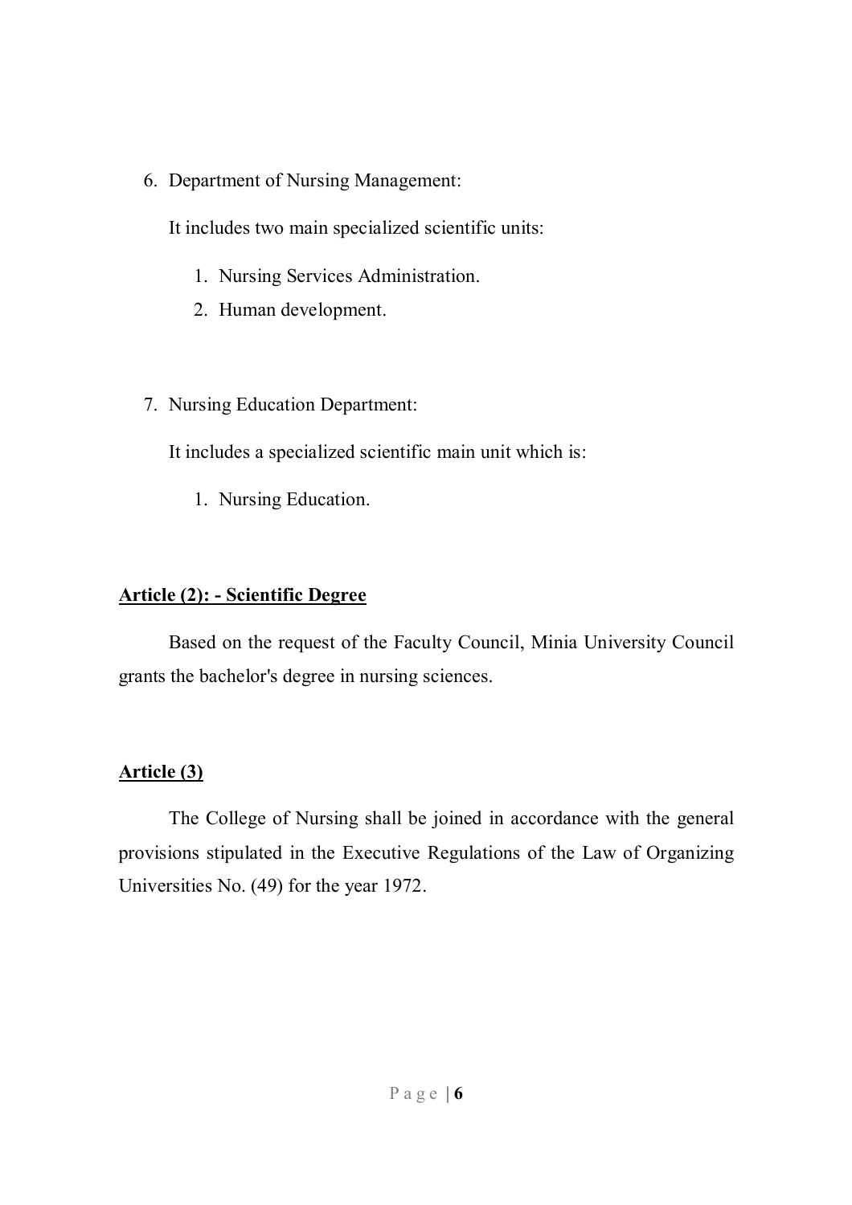6. Department of Nursing Management:

   It includes two main specialized scientific units:

   1. Nursing Services Administration.
   2. Human development.

7. Nursing Education Department:

   It includes a specialized scientific main unit which is:

   1. Nursing Education.

**Article (2): - Scientific Degree**

Based on the request of the Faculty Council, Minia University Council grants the bachelor's degree in nursing sciences.

**Article (3)**

The College of Nursing shall be joined in accordance with the general provisions stipulated in the Executive Regulations of the Law of Organizing Universities No. (49) for the year 1972.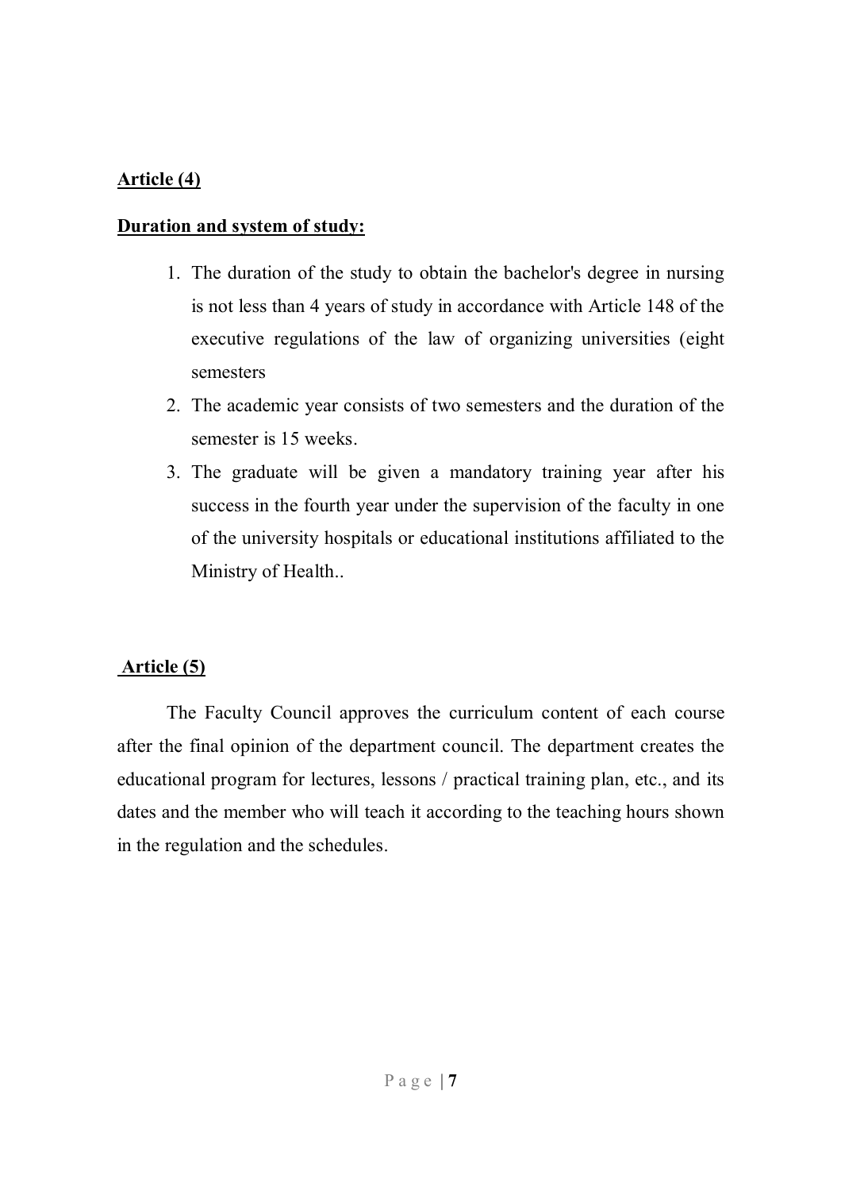**Article (4)**

**Duration and system of study:**

1. The duration of the study to obtain the bachelor's degree in nursing is not less than 4 years of study in accordance with Article 148 of the executive regulations of the law of organizing universities (eight semesters
2. The academic year consists of two semesters and the duration of the semester is 15 weeks.
3. The graduate will be given a mandatory training year after his success in the fourth year under the supervision of the faculty in one of the university hospitals or educational institutions affiliated to the Ministry of Health..

**Article (5)**

The Faculty Council approves the curriculum content of each course after the final opinion of the department council. The department creates the educational program for lectures, lessons / practical training plan, etc., and its dates and the member who will teach it according to the teaching hours shown in the regulation and the schedules.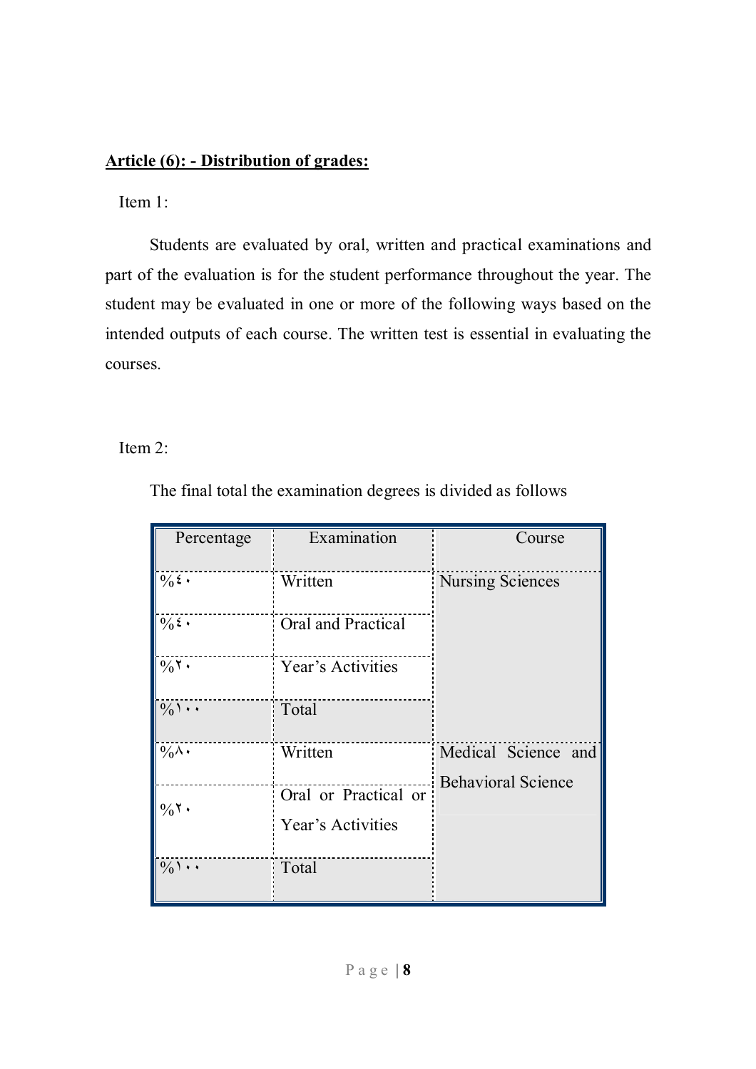**Article (6): - Distribution of grades:**

Item 1:

Students are evaluated by oral, written and practical examinations and part of the evaluation is for the student performance throughout the year. The student may be evaluated in one or more of the following ways based on the intended outputs of each course. The written test is essential in evaluating the courses.

Item 2:

The final total the examination degrees is divided as follows

| Percentage | Examination | Course |
|---|---|---|
| %٤٠ | Written | Nursing Sciences |
| %٤٠ | Oral and Practical | |
| %٢٠ | Year's Activities | |
| %١٠٠ | Total | |
| %٨٠ | Written | Medical Science and Behavioral Science |
| %٢٠ | Oral or Practical or Year's Activities | |
| %١٠٠ | Total | |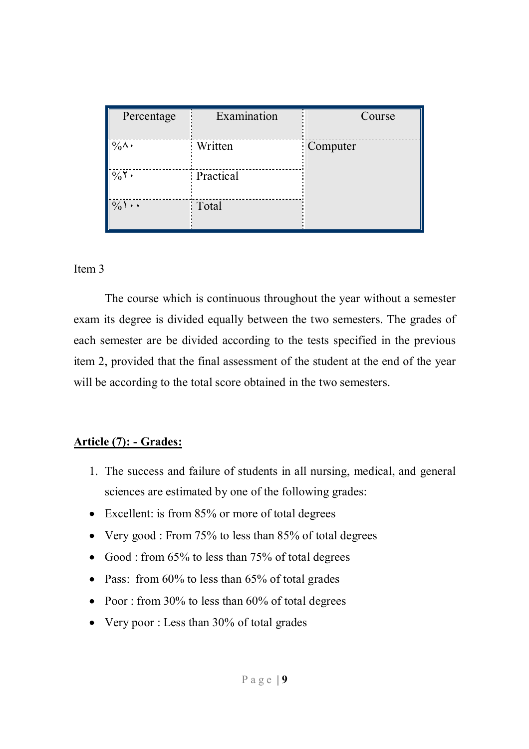| Percentage | Examination | Course |
|---|---|---|
| %٨٠ | Written | Computer |
| %٢٠ | Practical | |
| %١٠٠ | Total | |

Item 3

The course which is continuous throughout the year without a semester exam its degree is divided equally between the two semesters. The grades of each semester are be divided according to the tests specified in the previous item 2, provided that the final assessment of the student at the end of the year will be according to the total score obtained in the two semesters.

**Article (7): - Grades:**

1. The success and failure of students in all nursing, medical, and general sciences are estimated by one of the following grades:

- Excellent: is from 85% or more of total degrees
- Very good : From 75% to less than 85% of total degrees
- Good : from 65% to less than 75% of total degrees
- Pass: from 60% to less than 65% of total grades
- Poor : from 30% to less than 60% of total degrees
- Very poor : Less than 30% of total grades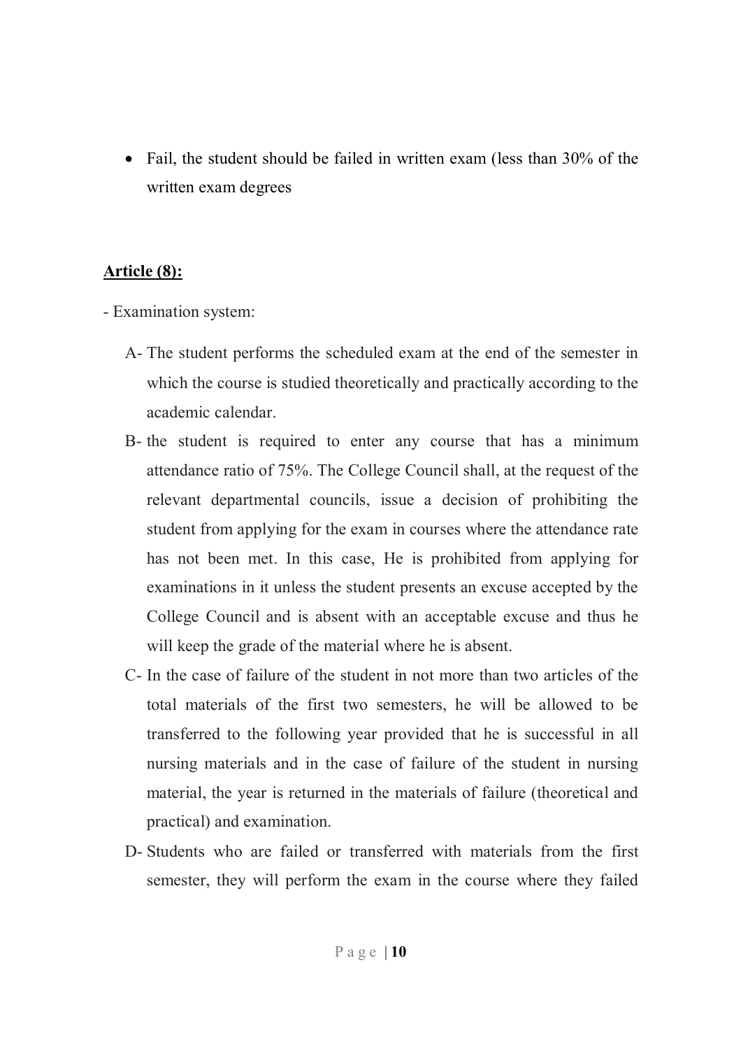- Fail, the student should be failed in written exam (less than 30% of the written exam degrees

**Article (8):**

- Examination system:

A- The student performs the scheduled exam at the end of the semester in which the course is studied theoretically and practically according to the academic calendar.

B- the student is required to enter any course that has a minimum attendance ratio of 75%. The College Council shall, at the request of the relevant departmental councils, issue a decision of prohibiting the student from applying for the exam in courses where the attendance rate has not been met. In this case, He is prohibited from applying for examinations in it unless the student presents an excuse accepted by the College Council and is absent with an acceptable excuse and thus he will keep the grade of the material where he is absent.

C- In the case of failure of the student in not more than two articles of the total materials of the first two semesters, he will be allowed to be transferred to the following year provided that he is successful in all nursing materials and in the case of failure of the student in nursing material, the year is returned in the materials of failure (theoretical and practical) and examination.

D- Students who are failed or transferred with materials from the first semester, they will perform the exam in the course where they failed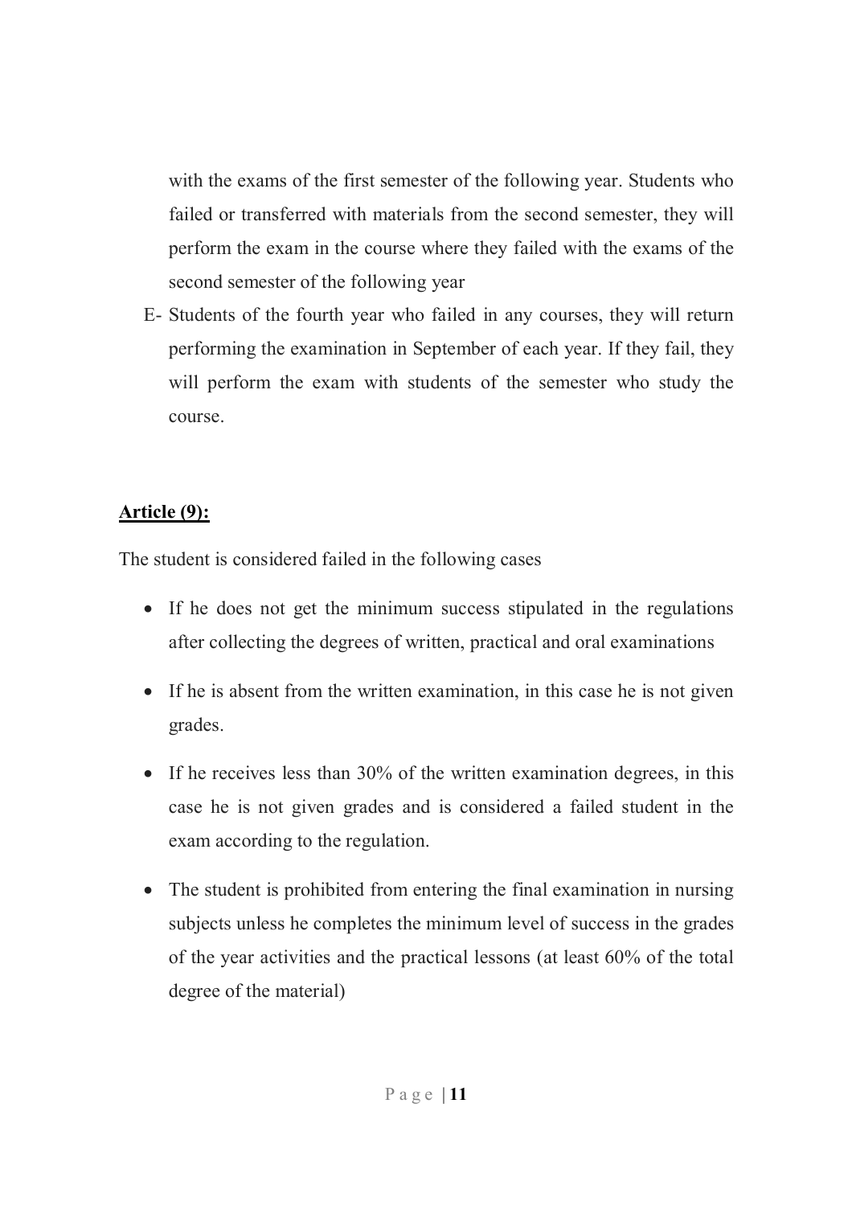with the exams of the first semester of the following year. Students who failed or transferred with materials from the second semester, they will perform the exam in the course where they failed with the exams of the second semester of the following year

E- Students of the fourth year who failed in any courses, they will return performing the examination in September of each year. If they fail, they will perform the exam with students of the semester who study the course.

**Article (9):**

The student is considered failed in the following cases

- If he does not get the minimum success stipulated in the regulations after collecting the degrees of written, practical and oral examinations
- If he is absent from the written examination, in this case he is not given grades.
- If he receives less than 30% of the written examination degrees, in this case he is not given grades and is considered a failed student in the exam according to the regulation.
- The student is prohibited from entering the final examination in nursing subjects unless he completes the minimum level of success in the grades of the year activities and the practical lessons (at least 60% of the total degree of the material)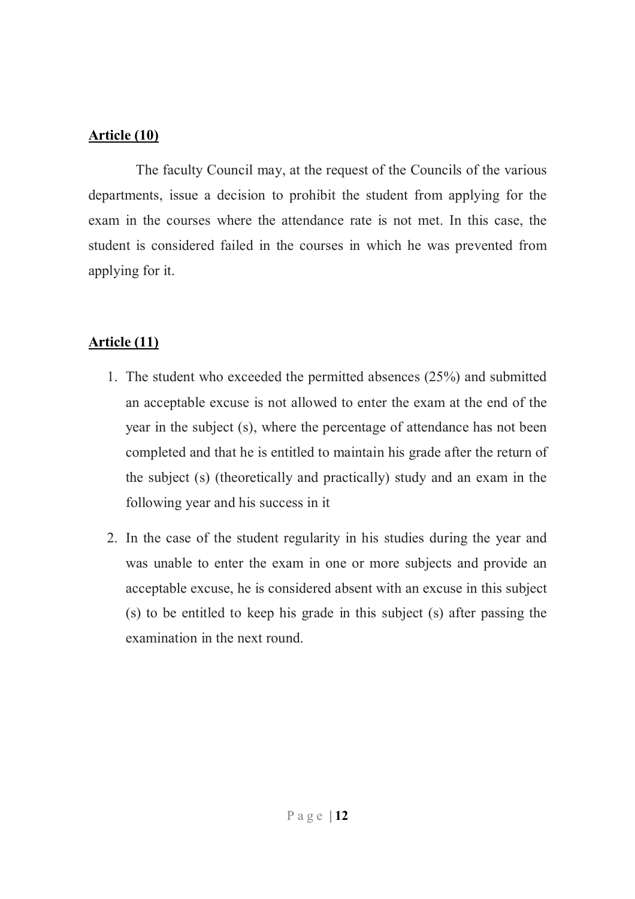**Article (10)**

The faculty Council may, at the request of the Councils of the various departments, issue a decision to prohibit the student from applying for the exam in the courses where the attendance rate is not met. In this case, the student is considered failed in the courses in which he was prevented from applying for it.

**Article (11)**

1. The student who exceeded the permitted absences (25%) and submitted an acceptable excuse is not allowed to enter the exam at the end of the year in the subject (s), where the percentage of attendance has not been completed and that he is entitled to maintain his grade after the return of the subject (s) (theoretically and practically) study and an exam in the following year and his success in it
2. In the case of the student regularity in his studies during the year and was unable to enter the exam in one or more subjects and provide an acceptable excuse, he is considered absent with an excuse in this subject (s) to be entitled to keep his grade in this subject (s) after passing the examination in the next round.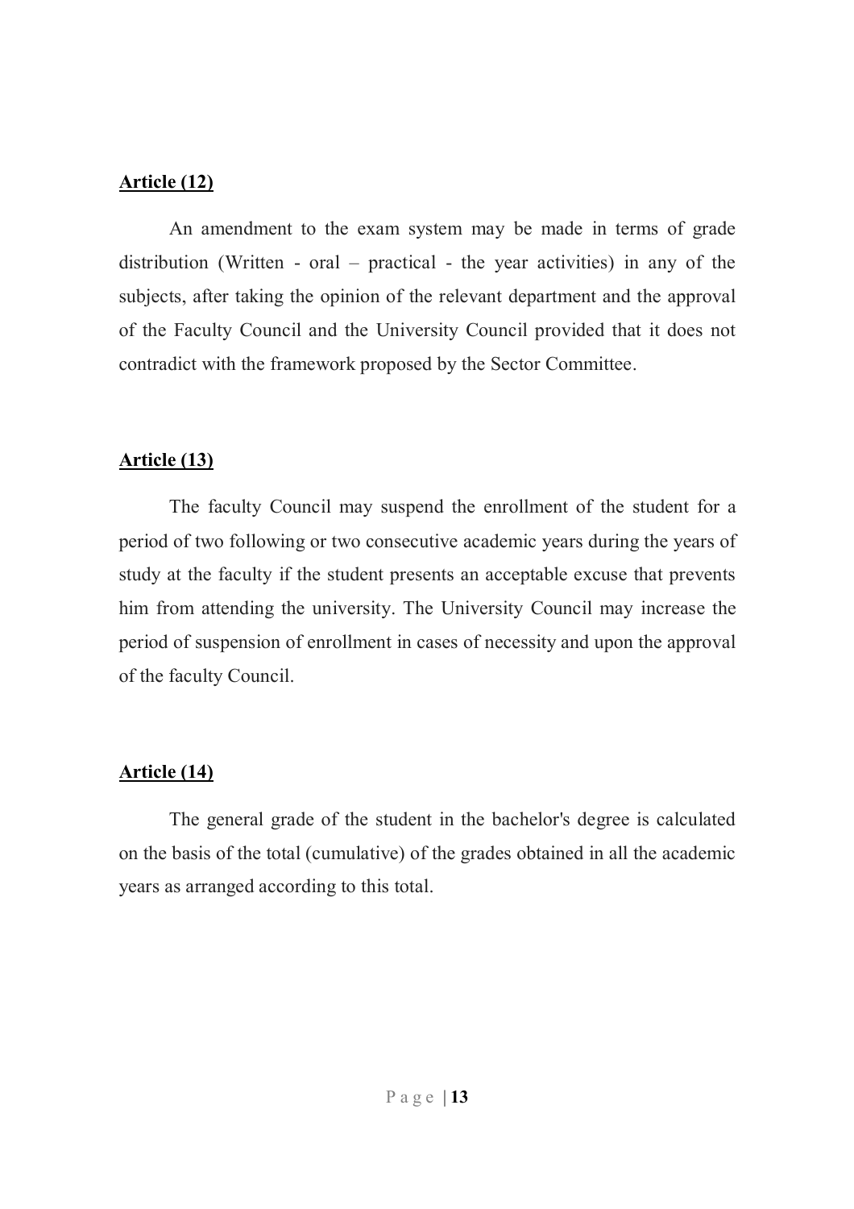**Article (12)**

An amendment to the exam system may be made in terms of grade distribution (Written - oral – practical - the year activities) in any of the subjects, after taking the opinion of the relevant department and the approval of the Faculty Council and the University Council provided that it does not contradict with the framework proposed by the Sector Committee.

**Article (13)**

The faculty Council may suspend the enrollment of the student for a period of two following or two consecutive academic years during the years of study at the faculty if the student presents an acceptable excuse that prevents him from attending the university. The University Council may increase the period of suspension of enrollment in cases of necessity and upon the approval of the faculty Council.

**Article (14)**

The general grade of the student in the bachelor's degree is calculated on the basis of the total (cumulative) of the grades obtained in all the academic years as arranged according to this total.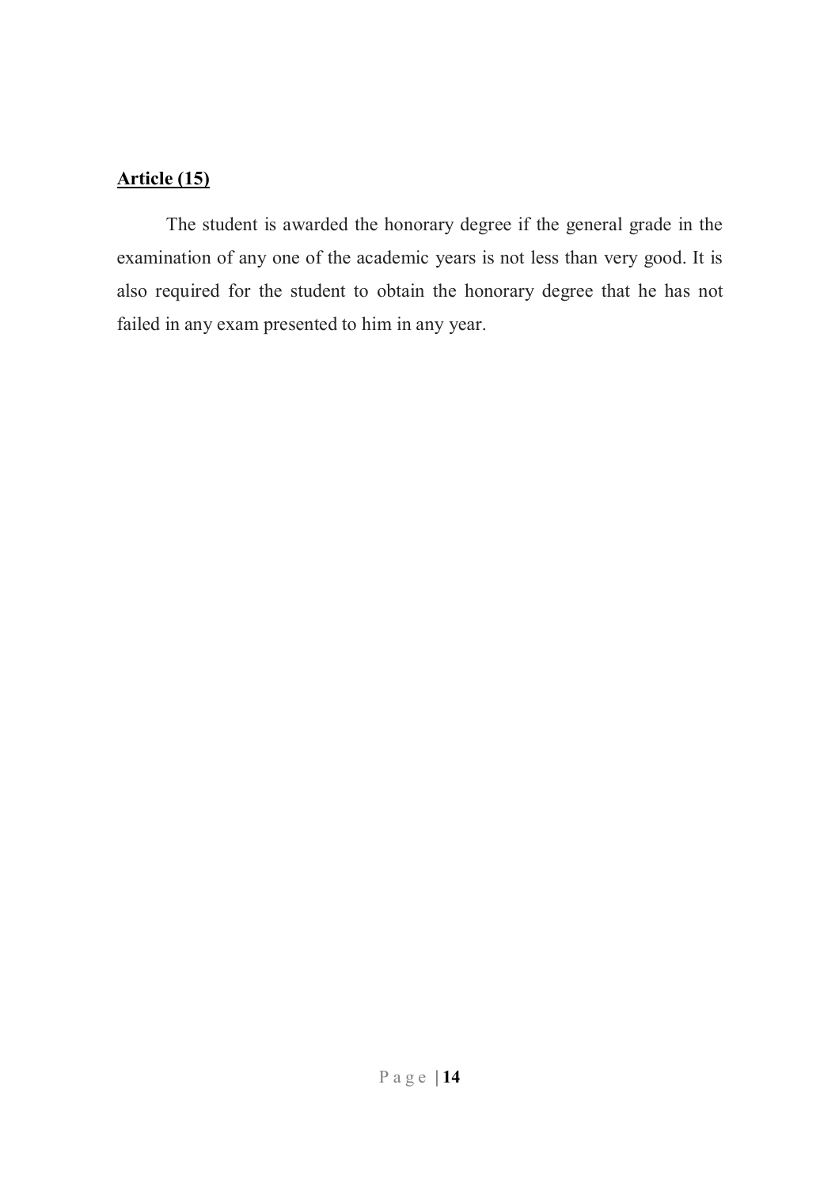**Article (15)**

The student is awarded the honorary degree if the general grade in the examination of any one of the academic years is not less than very good. It is also required for the student to obtain the honorary degree that he has not failed in any exam presented to him in any year.